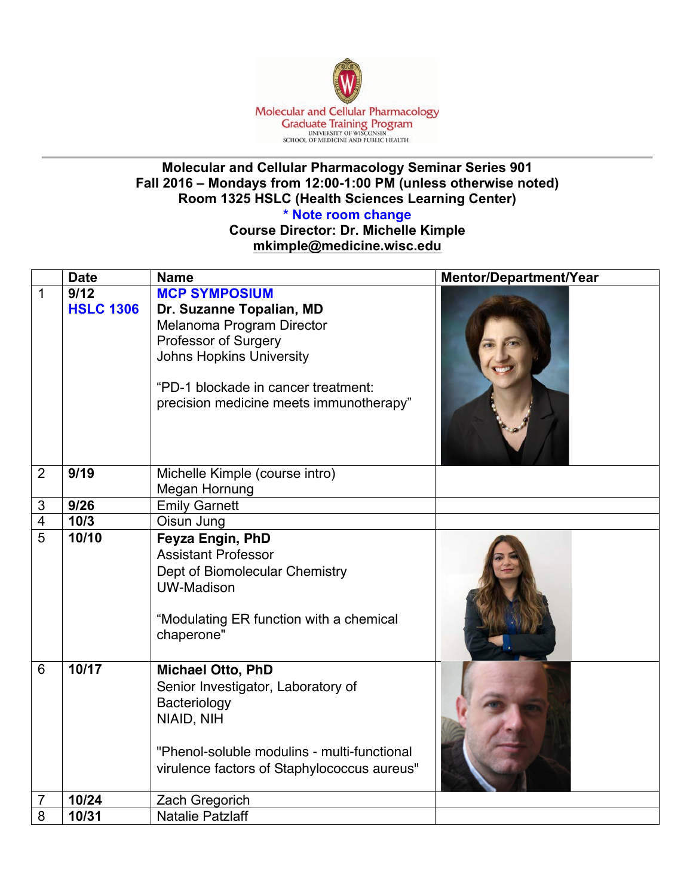Molecular and Cellular Pharmacology
Graduate Training Program
UNIVERSITY OF WISCONSIN
SCHOOL OF MEDICINE AND PUBLIC HEALTH

**Molecular and Cellular Pharmacology Seminar Series 901**
**Fall 2016 – Mondays from 12:00-1:00 PM (unless otherwise noted)**
**Room 1325 HSLC (Health Sciences Learning Center)**
**\* Note room change**
**Course Director: Dr. Michelle Kimple**
**mkimple@medicine.wisc.edu**

| | Date | Name | Mentor/Department/Year |
|---|---|---|---|
| 1 | **9/12** **HSLC 1306** | **MCP SYMPOSIUM** **Dr. Suzanne Topalian, MD** Melanoma Program Director Professor of Surgery Johns Hopkins University “PD-1 blockade in cancer treatment: precision medicine meets immunotherapy” | |
| 2 | **9/19** | Michelle Kimple (course intro) Megan Hornung | |
| 3 | **9/26** | Emily Garnett | |
| 4 | **10/3** | Oisun Jung | |
| 5 | **10/10** | **Feyza Engin, PhD** Assistant Professor Dept of Biomolecular Chemistry UW-Madison “Modulating ER function with a chemical chaperone" | |
| 6 | **10/17** | **Michael Otto, PhD** Senior Investigator, Laboratory of Bacteriology NIAID, NIH "Phenol-soluble modulins - multi-functional virulence factors of Staphylococcus aureus" | |
| 7 | **10/24** | Zach Gregorich | |
| 8 | **10/31** | Natalie Patzlaff | |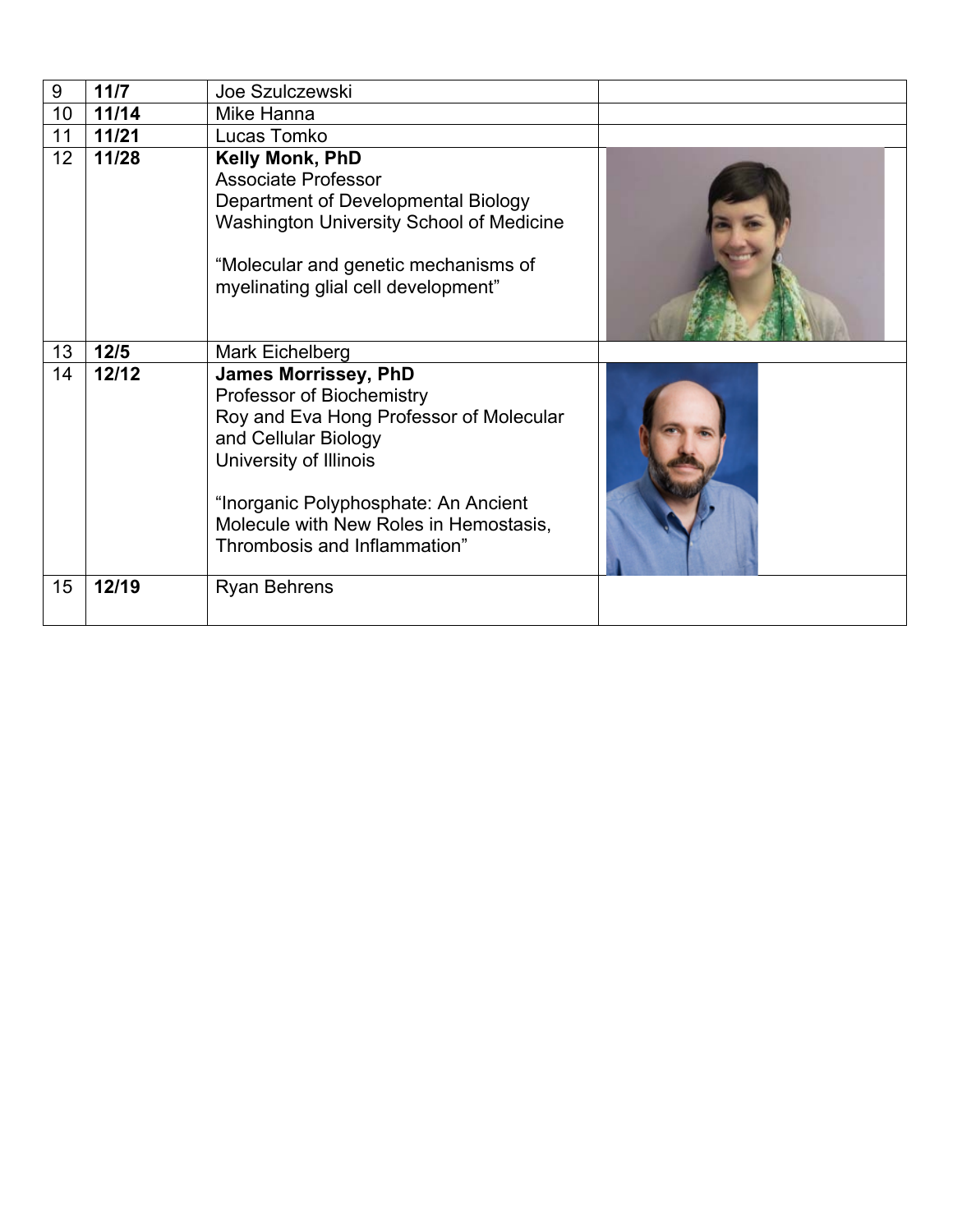| | | | |
|---|---|---|---|
| 9 | **11/7** | Joe Szulczewski | |
| 10 | **11/14** | Mike Hanna | |
| 11 | **11/21** | Lucas Tomko | |
| 12 | **11/28** | **Kelly Monk, PhD**<br>Associate Professor<br>Department of Developmental Biology<br>Washington University School of Medicine<br><br>"Molecular and genetic mechanisms of myelinating glial cell development" | |
| 13 | **12/5** | Mark Eichelberg | |
| 14 | **12/12** | **James Morrissey, PhD**<br>Professor of Biochemistry<br>Roy and Eva Hong Professor of Molecular and Cellular Biology<br>University of Illinois<br><br>"Inorganic Polyphosphate: An Ancient Molecule with New Roles in Hemostasis, Thrombosis and Inflammation" | |
| 15 | **12/19** | Ryan Behrens | |